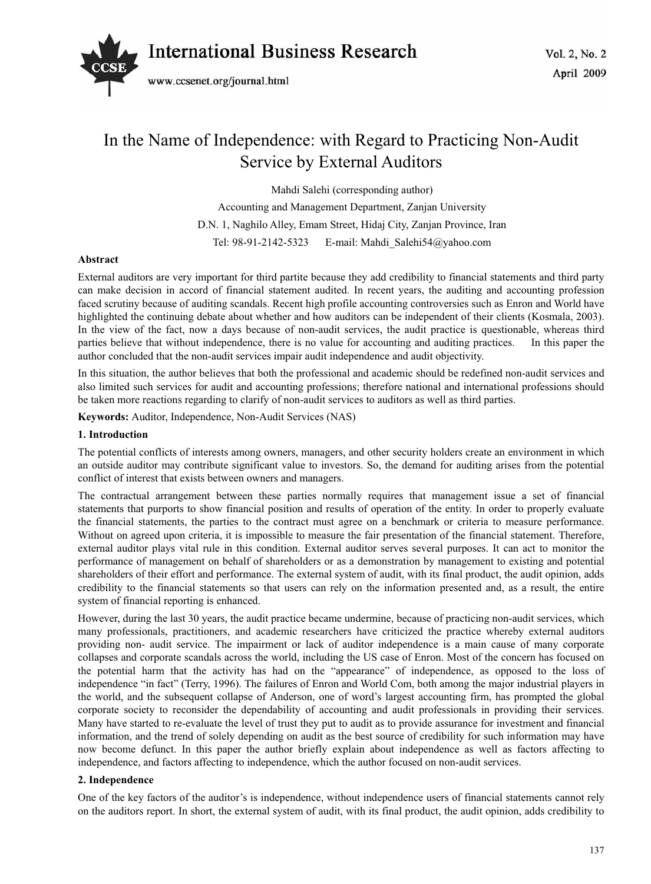# In the Name of Independence: with Regard to Practicing Non-Audit Service by External Auditors

Mahdi Salehi (corresponding author)

Accounting and Management Department, Zanjan University

D.N. 1, Naghilo Alley, Emam Street, Hidaj City, Zanjan Province, Iran

Tel: 98-91-2142-5323 E-mail: Mahdi_Salehi54@yahoo.com

**Abstract**

External auditors are very important for third partite because they add credibility to financial statements and third party can make decision in accord of financial statement audited. In recent years, the auditing and accounting profession faced scrutiny because of auditing scandals. Recent high profile accounting controversies such as Enron and World have highlighted the continuing debate about whether and how auditors can be independent of their clients (Kosmala, 2003). In the view of the fact, now a days because of non-audit services, the audit practice is questionable, whereas third parties believe that without independence, there is no value for accounting and auditing practices. In this paper the author concluded that the non-audit services impair audit independence and audit objectivity.

In this situation, the author believes that both the professional and academic should be redefined non-audit services and also limited such services for audit and accounting professions; therefore national and international professions should be taken more reactions regarding to clarify of non-audit services to auditors as well as third parties.

**Keywords:** Auditor, Independence, Non-Audit Services (NAS)

## 1. Introduction

The potential conflicts of interests among owners, managers, and other security holders create an environment in which an outside auditor may contribute significant value to investors. So, the demand for auditing arises from the potential conflict of interest that exists between owners and managers.

The contractual arrangement between these parties normally requires that management issue a set of financial statements that purports to show financial position and results of operation of the entity. In order to properly evaluate the financial statements, the parties to the contract must agree on a benchmark or criteria to measure performance. Without on agreed upon criteria, it is impossible to measure the fair presentation of the financial statement. Therefore, external auditor plays vital rule in this condition. External auditor serves several purposes. It can act to monitor the performance of management on behalf of shareholders or as a demonstration by management to existing and potential shareholders of their effort and performance. The external system of audit, with its final product, the audit opinion, adds credibility to the financial statements so that users can rely on the information presented and, as a result, the entire system of financial reporting is enhanced.

However, during the last 30 years, the audit practice became undermine, because of practicing non-audit services, which many professionals, practitioners, and academic researchers have criticized the practice whereby external auditors providing non- audit service. The impairment or lack of auditor independence is a main cause of many corporate collapses and corporate scandals across the world, including the US case of Enron. Most of the concern has focused on the potential harm that the activity has had on the "appearance" of independence, as opposed to the loss of independence "in fact" (Terry, 1996). The failures of Enron and World Com, both among the major industrial players in the world, and the subsequent collapse of Anderson, one of word's largest accounting firm, has prompted the global corporate society to reconsider the dependability of accounting and audit professionals in providing their services. Many have started to re-evaluate the level of trust they put to audit as to provide assurance for investment and financial information, and the trend of solely depending on audit as the best source of credibility for such information may have now become defunct. In this paper the author briefly explain about independence as well as factors affecting to independence, and factors affecting to independence, which the author focused on non-audit services.

## 2. Independence

One of the key factors of the auditor's is independence, without independence users of financial statements cannot rely on the auditors report. In short, the external system of audit, with its final product, the audit opinion, adds credibility to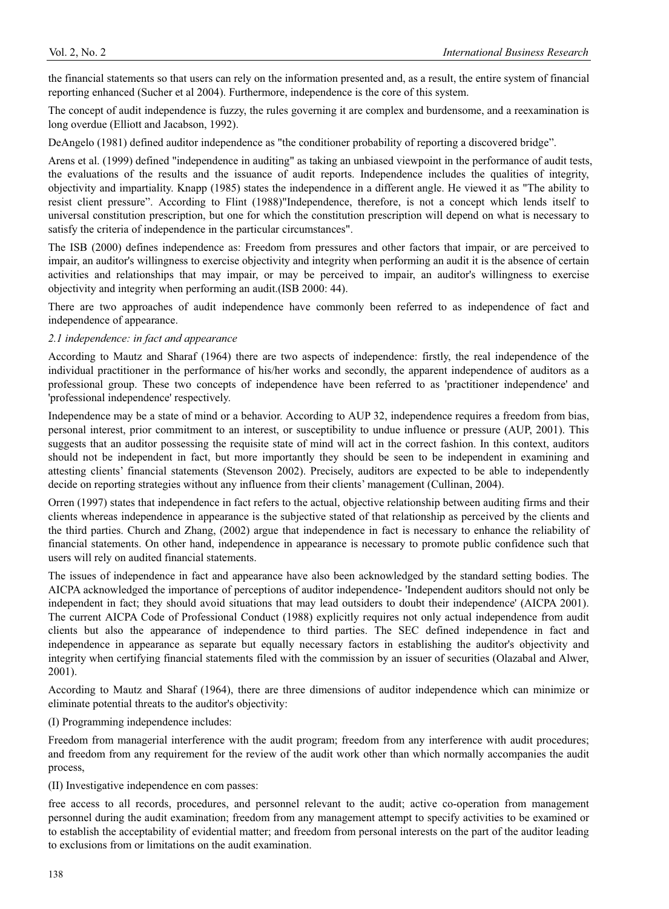the financial statements so that users can rely on the information presented and, as a result, the entire system of financial reporting enhanced (Sucher et al 2004). Furthermore, independence is the core of this system.

The concept of audit independence is fuzzy, the rules governing it are complex and burdensome, and a reexamination is long overdue (Elliott and Jacabson, 1992).

DeAngelo (1981) defined auditor independence as "the conditioner probability of reporting a discovered bridge".

Arens et al. (1999) defined "independence in auditing" as taking an unbiased viewpoint in the performance of audit tests, the evaluations of the results and the issuance of audit reports. Independence includes the qualities of integrity, objectivity and impartiality. Knapp (1985) states the independence in a different angle. He viewed it as "The ability to resist client pressure". According to Flint (1988)"Independence, therefore, is not a concept which lends itself to universal constitution prescription, but one for which the constitution prescription will depend on what is necessary to satisfy the criteria of independence in the particular circumstances".

The ISB (2000) defines independence as: Freedom from pressures and other factors that impair, or are perceived to impair, an auditor's willingness to exercise objectivity and integrity when performing an audit it is the absence of certain activities and relationships that may impair, or may be perceived to impair, an auditor's willingness to exercise objectivity and integrity when performing an audit.(ISB 2000: 44).

There are two approaches of audit independence have commonly been referred to as independence of fact and independence of appearance.

### *2.1 independence: in fact and appearance*

According to Mautz and Sharaf (1964) there are two aspects of independence: firstly, the real independence of the individual practitioner in the performance of his/her works and secondly, the apparent independence of auditors as a professional group. These two concepts of independence have been referred to as 'practitioner independence' and 'professional independence' respectively.

Independence may be a state of mind or a behavior. According to AUP 32, independence requires a freedom from bias, personal interest, prior commitment to an interest, or susceptibility to undue influence or pressure (AUP, 2001). This suggests that an auditor possessing the requisite state of mind will act in the correct fashion. In this context, auditors should not be independent in fact, but more importantly they should be seen to be independent in examining and attesting clients' financial statements (Stevenson 2002). Precisely, auditors are expected to be able to independently decide on reporting strategies without any influence from their clients' management (Cullinan, 2004).

Orren (1997) states that independence in fact refers to the actual, objective relationship between auditing firms and their clients whereas independence in appearance is the subjective stated of that relationship as perceived by the clients and the third parties. Church and Zhang, (2002) argue that independence in fact is necessary to enhance the reliability of financial statements. On other hand, independence in appearance is necessary to promote public confidence such that users will rely on audited financial statements.

The issues of independence in fact and appearance have also been acknowledged by the standard setting bodies. The AICPA acknowledged the importance of perceptions of auditor independence- 'Independent auditors should not only be independent in fact; they should avoid situations that may lead outsiders to doubt their independence' (AICPA 2001). The current AICPA Code of Professional Conduct (1988) explicitly requires not only actual independence from audit clients but also the appearance of independence to third parties. The SEC defined independence in fact and independence in appearance as separate but equally necessary factors in establishing the auditor's objectivity and integrity when certifying financial statements filed with the commission by an issuer of securities (Olazabal and Alwer, 2001).

According to Mautz and Sharaf (1964), there are three dimensions of auditor independence which can minimize or eliminate potential threats to the auditor's objectivity:

(I) Programming independence includes:

Freedom from managerial interference with the audit program; freedom from any interference with audit procedures; and freedom from any requirement for the review of the audit work other than which normally accompanies the audit process,

(II) Investigative independence en com passes:

free access to all records, procedures, and personnel relevant to the audit; active co-operation from management personnel during the audit examination; freedom from any management attempt to specify activities to be examined or to establish the acceptability of evidential matter; and freedom from personal interests on the part of the auditor leading to exclusions from or limitations on the audit examination.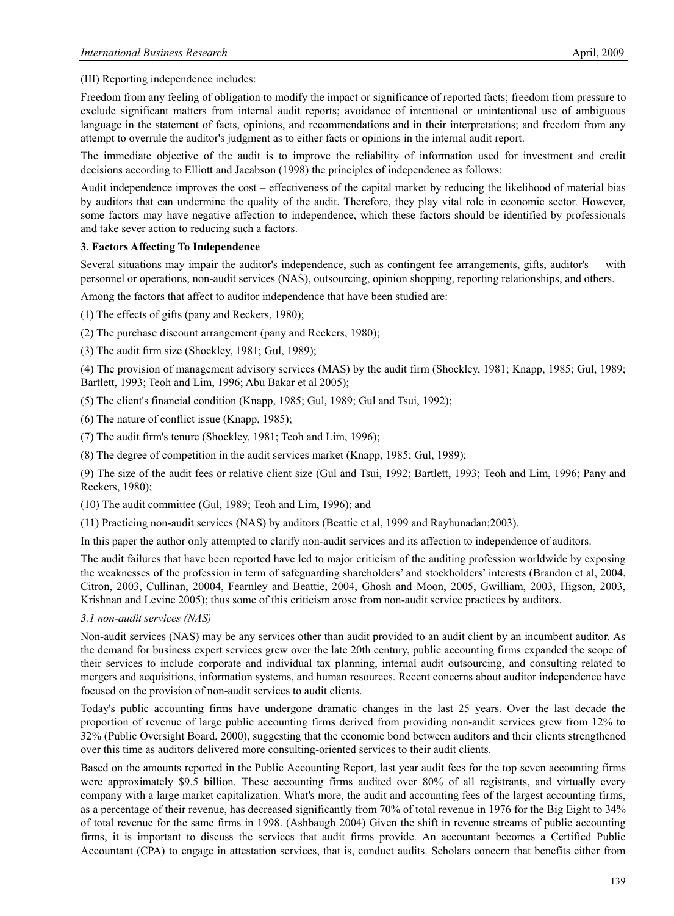(III) Reporting independence includes:

Freedom from any feeling of obligation to modify the impact or significance of reported facts; freedom from pressure to exclude significant matters from internal audit reports; avoidance of intentional or unintentional use of ambiguous language in the statement of facts, opinions, and recommendations and in their interpretations; and freedom from any attempt to overrule the auditor's judgment as to either facts or opinions in the internal audit report.

The immediate objective of the audit is to improve the reliability of information used for investment and credit decisions according to Elliott and Jacabson (1998) the principles of independence as follows:

Audit independence improves the cost – effectiveness of the capital market by reducing the likelihood of material bias by auditors that can undermine the quality of the audit. Therefore, they play vital role in economic sector. However, some factors may have negative affection to independence, which these factors should be identified by professionals and take sever action to reducing such a factors.

## 3. Factors Affecting To Independence

Several situations may impair the auditor's independence, such as contingent fee arrangements, gifts, auditor's with personnel or operations, non-audit services (NAS), outsourcing, opinion shopping, reporting relationships, and others.

Among the factors that affect to auditor independence that have been studied are:

(1) The effects of gifts (pany and Reckers, 1980);

(2) The purchase discount arrangement (pany and Reckers, 1980);

(3) The audit firm size (Shockley, 1981; Gul, 1989);

(4) The provision of management advisory services (MAS) by the audit firm (Shockley, 1981; Knapp, 1985; Gul, 1989; Bartlett, 1993; Teoh and Lim, 1996; Abu Bakar et al 2005);

(5) The client's financial condition (Knapp, 1985; Gul, 1989; Gul and Tsui, 1992);

(6) The nature of conflict issue (Knapp, 1985);

(7) The audit firm's tenure (Shockley, 1981; Teoh and Lim, 1996);

(8) The degree of competition in the audit services market (Knapp, 1985; Gul, 1989);

(9) The size of the audit fees or relative client size (Gul and Tsui, 1992; Bartlett, 1993; Teoh and Lim, 1996; Pany and Reckers, 1980);

(10) The audit committee (Gul, 1989; Teoh and Lim, 1996); and

(11) Practicing non-audit services (NAS) by auditors (Beattie et al, 1999 and Rayhunadan;2003).

In this paper the author only attempted to clarify non-audit services and its affection to independence of auditors.

The audit failures that have been reported have led to major criticism of the auditing profession worldwide by exposing the weaknesses of the profession in term of safeguarding shareholders' and stockholders' interests (Brandon et al, 2004, Citron, 2003, Cullinan, 20004, Fearnley and Beattie, 2004, Ghosh and Moon, 2005, Gwilliam, 2003, Higson, 2003, Krishnan and Levine 2005); thus some of this criticism arose from non-audit service practices by auditors.

### *3.1 non-audit services (NAS)*

Non-audit services (NAS) may be any services other than audit provided to an audit client by an incumbent auditor. As the demand for business expert services grew over the late 20th century, public accounting firms expanded the scope of their services to include corporate and individual tax planning, internal audit outsourcing, and consulting related to mergers and acquisitions, information systems, and human resources. Recent concerns about auditor independence have focused on the provision of non-audit services to audit clients.

Today's public accounting firms have undergone dramatic changes in the last 25 years. Over the last decade the proportion of revenue of large public accounting firms derived from providing non-audit services grew from 12% to 32% (Public Oversight Board, 2000), suggesting that the economic bond between auditors and their clients strengthened over this time as auditors delivered more consulting-oriented services to their audit clients.

Based on the amounts reported in the Public Accounting Report, last year audit fees for the top seven accounting firms were approximately $9.5 billion. These accounting firms audited over 80% of all registrants, and virtually every company with a large market capitalization. What's more, the audit and accounting fees of the largest accounting firms, as a percentage of their revenue, has decreased significantly from 70% of total revenue in 1976 for the Big Eight to 34% of total revenue for the same firms in 1998. (Ashbaugh 2004) Given the shift in revenue streams of public accounting firms, it is important to discuss the services that audit firms provide. An accountant becomes a Certified Public Accountant (CPA) to engage in attestation services, that is, conduct audits. Scholars concern that benefits either from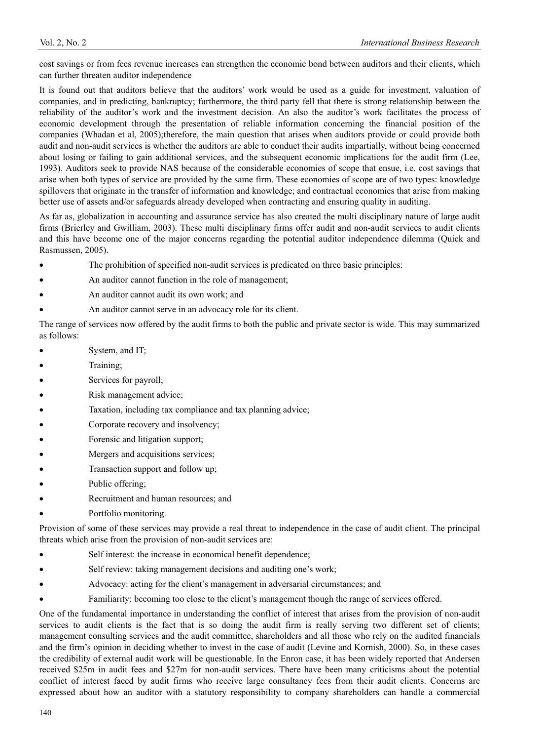cost savings or from fees revenue increases can strengthen the economic bond between auditors and their clients, which can further threaten auditor independence

It is found out that auditors believe that the auditors' work would be used as a guide for investment, valuation of companies, and in predicting, bankruptcy; furthermore, the third party fell that there is strong relationship between the reliability of the auditor's work and the investment decision. An also the auditor's work facilitates the process of economic development through the presentation of reliable information concerning the financial position of the companies (Whadan et al, 2005);therefore, the main question that arises when auditors provide or could provide both audit and non-audit services is whether the auditors are able to conduct their audits impartially, without being concerned about losing or failing to gain additional services, and the subsequent economic implications for the audit firm (Lee, 1993). Auditors seek to provide NAS because of the considerable economies of scope that ensue, i.e. cost savings that arise when both types of service are provided by the same firm. These economies of scope are of two types: knowledge spillovers that originate in the transfer of information and knowledge; and contractual economies that arise from making better use of assets and/or safeguards already developed when contracting and ensuring quality in auditing.

As far as, globalization in accounting and assurance service has also created the multi disciplinary nature of large audit firms (Brierley and Gwilliam, 2003). These multi disciplinary firms offer audit and non-audit services to audit clients and this have become one of the major concerns regarding the potential auditor independence dilemma (Quick and Rasmussen, 2005).

- The prohibition of specified non-audit services is predicated on three basic principles:
- An auditor cannot function in the role of management;
- An auditor cannot audit its own work; and
- An auditor cannot serve in an advocacy role for its client.

The range of services now offered by the audit firms to both the public and private sector is wide. This may summarized as follows:

- System, and IT;
- Training;
- Services for payroll;
- Risk management advice;
- Taxation, including tax compliance and tax planning advice;
- Corporate recovery and insolvency;
- Forensic and litigation support;
- Mergers and acquisitions services;
- Transaction support and follow up;
- Public offering;
- Recruitment and human resources; and
- Portfolio monitoring.

Provision of some of these services may provide a real threat to independence in the case of audit client. The principal threats which arise from the provision of non-audit services are:

- Self interest: the increase in economical benefit dependence;
- Self review: taking management decisions and auditing one's work;
- Advocacy: acting for the client's management in adversarial circumstances; and
- Familiarity: becoming too close to the client's management though the range of services offered.

One of the fundamental importance in understanding the conflict of interest that arises from the provision of non-audit services to audit clients is the fact that is so doing the audit firm is really serving two different set of clients; management consulting services and the audit committee, shareholders and all those who rely on the audited financials and the firm's opinion in deciding whether to invest in the case of audit (Levine and Kornish, 2000). So, in these cases the credibility of external audit work will be questionable. In the Enron case, it has been widely reported that Andersen received \$25m in audit fees and \$27m for non-audit services. There have been many criticisms about the potential conflict of interest faced by audit firms who receive large consultancy fees from their audit clients. Concerns are expressed about how an auditor with a statutory responsibility to company shareholders can handle a commercial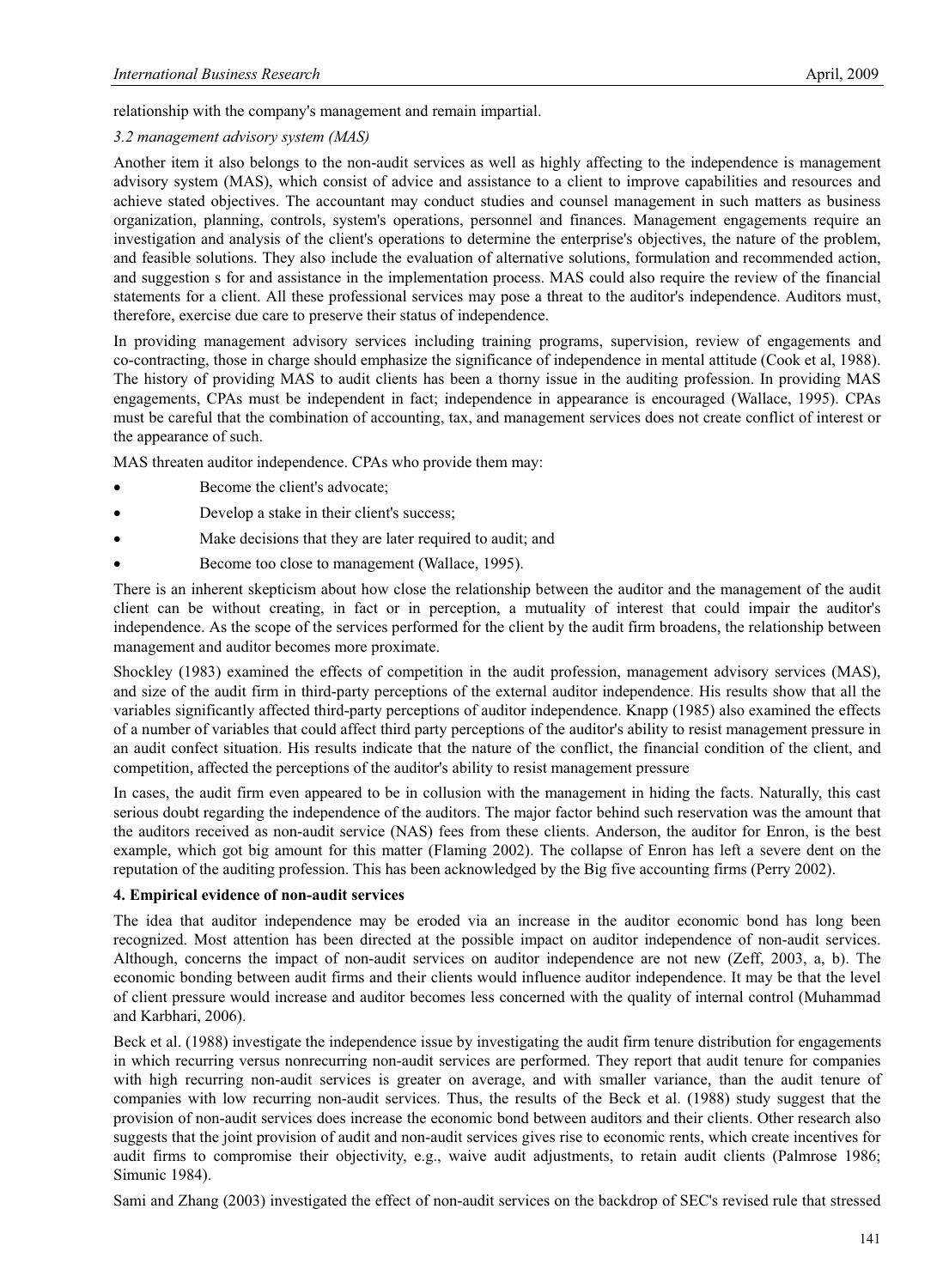relationship with the company's management and remain impartial.

### *3.2 management advisory system (MAS)*

Another item it also belongs to the non-audit services as well as highly affecting to the independence is management advisory system (MAS), which consist of advice and assistance to a client to improve capabilities and resources and achieve stated objectives. The accountant may conduct studies and counsel management in such matters as business organization, planning, controls, system's operations, personnel and finances. Management engagements require an investigation and analysis of the client's operations to determine the enterprise's objectives, the nature of the problem, and feasible solutions. They also include the evaluation of alternative solutions, formulation and recommended action, and suggestion s for and assistance in the implementation process. MAS could also require the review of the financial statements for a client. All these professional services may pose a threat to the auditor's independence. Auditors must, therefore, exercise due care to preserve their status of independence.

In providing management advisory services including training programs, supervision, review of engagements and co-contracting, those in charge should emphasize the significance of independence in mental attitude (Cook et al, 1988). The history of providing MAS to audit clients has been a thorny issue in the auditing profession. In providing MAS engagements, CPAs must be independent in fact; independence in appearance is encouraged (Wallace, 1995). CPAs must be careful that the combination of accounting, tax, and management services does not create conflict of interest or the appearance of such.

MAS threaten auditor independence. CPAs who provide them may:

- Become the client's advocate;
- Develop a stake in their client's success;
- Make decisions that they are later required to audit; and
- Become too close to management (Wallace, 1995).

There is an inherent skepticism about how close the relationship between the auditor and the management of the audit client can be without creating, in fact or in perception, a mutuality of interest that could impair the auditor's independence. As the scope of the services performed for the client by the audit firm broadens, the relationship between management and auditor becomes more proximate.

Shockley (1983) examined the effects of competition in the audit profession, management advisory services (MAS), and size of the audit firm in third-party perceptions of the external auditor independence. His results show that all the variables significantly affected third-party perceptions of auditor independence. Knapp (1985) also examined the effects of a number of variables that could affect third party perceptions of the auditor's ability to resist management pressure in an audit confect situation. His results indicate that the nature of the conflict, the financial condition of the client, and competition, affected the perceptions of the auditor's ability to resist management pressure

In cases, the audit firm even appeared to be in collusion with the management in hiding the facts. Naturally, this cast serious doubt regarding the independence of the auditors. The major factor behind such reservation was the amount that the auditors received as non-audit service (NAS) fees from these clients. Anderson, the auditor for Enron, is the best example, which got big amount for this matter (Flaming 2002). The collapse of Enron has left a severe dent on the reputation of the auditing profession. This has been acknowledged by the Big five accounting firms (Perry 2002).

## 4. Empirical evidence of non-audit services

The idea that auditor independence may be eroded via an increase in the auditor economic bond has long been recognized. Most attention has been directed at the possible impact on auditor independence of non-audit services. Although, concerns the impact of non-audit services on auditor independence are not new (Zeff, 2003, a, b). The economic bonding between audit firms and their clients would influence auditor independence. It may be that the level of client pressure would increase and auditor becomes less concerned with the quality of internal control (Muhammad and Karbhari, 2006).

Beck et al. (1988) investigate the independence issue by investigating the audit firm tenure distribution for engagements in which recurring versus nonrecurring non-audit services are performed. They report that audit tenure for companies with high recurring non-audit services is greater on average, and with smaller variance, than the audit tenure of companies with low recurring non-audit services. Thus, the results of the Beck et al. (1988) study suggest that the provision of non-audit services does increase the economic bond between auditors and their clients. Other research also suggests that the joint provision of audit and non-audit services gives rise to economic rents, which create incentives for audit firms to compromise their objectivity, e.g., waive audit adjustments, to retain audit clients (Palmrose 1986; Simunic 1984).

Sami and Zhang (2003) investigated the effect of non-audit services on the backdrop of SEC's revised rule that stressed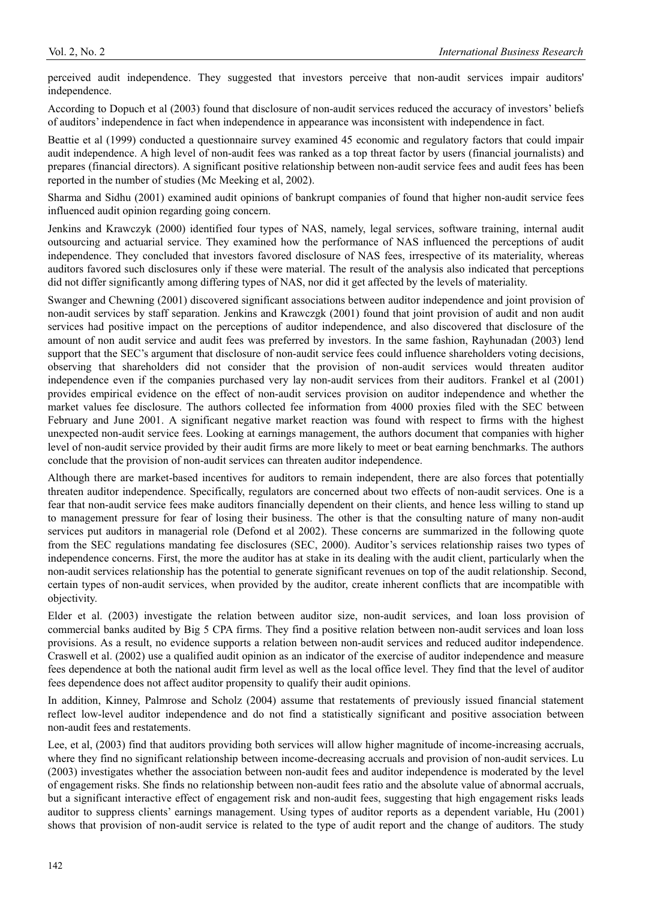perceived audit independence. They suggested that investors perceive that non-audit services impair auditors' independence.

According to Dopuch et al (2003) found that disclosure of non-audit services reduced the accuracy of investors' beliefs of auditors' independence in fact when independence in appearance was inconsistent with independence in fact.

Beattie et al (1999) conducted a questionnaire survey examined 45 economic and regulatory factors that could impair audit independence. A high level of non-audit fees was ranked as a top threat factor by users (financial journalists) and prepares (financial directors). A significant positive relationship between non-audit service fees and audit fees has been reported in the number of studies (Mc Meeking et al, 2002).

Sharma and Sidhu (2001) examined audit opinions of bankrupt companies of found that higher non-audit service fees influenced audit opinion regarding going concern.

Jenkins and Krawczyk (2000) identified four types of NAS, namely, legal services, software training, internal audit outsourcing and actuarial service. They examined how the performance of NAS influenced the perceptions of audit independence. They concluded that investors favored disclosure of NAS fees, irrespective of its materiality, whereas auditors favored such disclosures only if these were material. The result of the analysis also indicated that perceptions did not differ significantly among differing types of NAS, nor did it get affected by the levels of materiality.

Swanger and Chewning (2001) discovered significant associations between auditor independence and joint provision of non-audit services by staff separation. Jenkins and Krawczgk (2001) found that joint provision of audit and non audit services had positive impact on the perceptions of auditor independence, and also discovered that disclosure of the amount of non audit service and audit fees was preferred by investors. In the same fashion, Rayhunadan (2003) lend support that the SEC's argument that disclosure of non-audit service fees could influence shareholders voting decisions, observing that shareholders did not consider that the provision of non-audit services would threaten auditor independence even if the companies purchased very lay non-audit services from their auditors. Frankel et al (2001) provides empirical evidence on the effect of non-audit services provision on auditor independence and whether the market values fee disclosure. The authors collected fee information from 4000 proxies filed with the SEC between February and June 2001. A significant negative market reaction was found with respect to firms with the highest unexpected non-audit service fees. Looking at earnings management, the authors document that companies with higher level of non-audit service provided by their audit firms are more likely to meet or beat earning benchmarks. The authors conclude that the provision of non-audit services can threaten auditor independence.

Although there are market-based incentives for auditors to remain independent, there are also forces that potentially threaten auditor independence. Specifically, regulators are concerned about two effects of non-audit services. One is a fear that non-audit service fees make auditors financially dependent on their clients, and hence less willing to stand up to management pressure for fear of losing their business. The other is that the consulting nature of many non-audit services put auditors in managerial role (Defond et al 2002). These concerns are summarized in the following quote from the SEC regulations mandating fee disclosures (SEC, 2000). Auditor's services relationship raises two types of independence concerns. First, the more the auditor has at stake in its dealing with the audit client, particularly when the non-audit services relationship has the potential to generate significant revenues on top of the audit relationship. Second, certain types of non-audit services, when provided by the auditor, create inherent conflicts that are incompatible with objectivity.

Elder et al. (2003) investigate the relation between auditor size, non-audit services, and loan loss provision of commercial banks audited by Big 5 CPA firms. They find a positive relation between non-audit services and loan loss provisions. As a result, no evidence supports a relation between non-audit services and reduced auditor independence. Craswell et al. (2002) use a qualified audit opinion as an indicator of the exercise of auditor independence and measure fees dependence at both the national audit firm level as well as the local office level. They find that the level of auditor fees dependence does not affect auditor propensity to qualify their audit opinions.

In addition, Kinney, Palmrose and Scholz (2004) assume that restatements of previously issued financial statement reflect low-level auditor independence and do not find a statistically significant and positive association between non-audit fees and restatements.

Lee, et al, (2003) find that auditors providing both services will allow higher magnitude of income-increasing accruals, where they find no significant relationship between income-decreasing accruals and provision of non-audit services. Lu (2003) investigates whether the association between non-audit fees and auditor independence is moderated by the level of engagement risks. She finds no relationship between non-audit fees ratio and the absolute value of abnormal accruals, but a significant interactive effect of engagement risk and non-audit fees, suggesting that high engagement risks leads auditor to suppress clients' earnings management. Using types of auditor reports as a dependent variable, Hu (2001) shows that provision of non-audit service is related to the type of audit report and the change of auditors. The study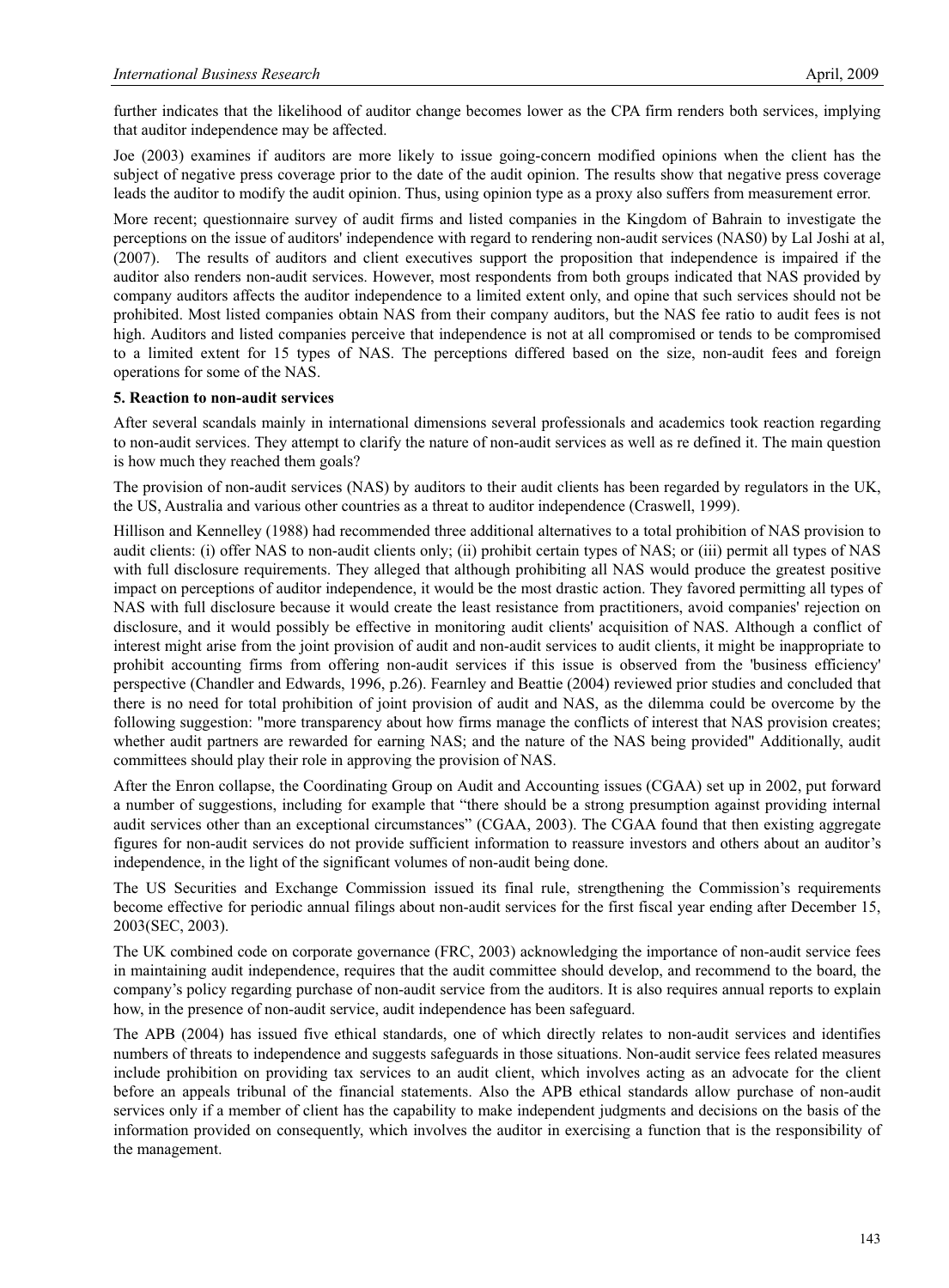further indicates that the likelihood of auditor change becomes lower as the CPA firm renders both services, implying that auditor independence may be affected.

Joe (2003) examines if auditors are more likely to issue going-concern modified opinions when the client has the subject of negative press coverage prior to the date of the audit opinion. The results show that negative press coverage leads the auditor to modify the audit opinion. Thus, using opinion type as a proxy also suffers from measurement error.

More recent; questionnaire survey of audit firms and listed companies in the Kingdom of Bahrain to investigate the perceptions on the issue of auditors' independence with regard to rendering non-audit services (NAS0) by Lal Joshi at al, (2007). The results of auditors and client executives support the proposition that independence is impaired if the auditor also renders non-audit services. However, most respondents from both groups indicated that NAS provided by company auditors affects the auditor independence to a limited extent only, and opine that such services should not be prohibited. Most listed companies obtain NAS from their company auditors, but the NAS fee ratio to audit fees is not high. Auditors and listed companies perceive that independence is not at all compromised or tends to be compromised to a limited extent for 15 types of NAS. The perceptions differed based on the size, non-audit fees and foreign operations for some of the NAS.

**5. Reaction to non-audit services**

After several scandals mainly in international dimensions several professionals and academics took reaction regarding to non-audit services. They attempt to clarify the nature of non-audit services as well as re defined it. The main question is how much they reached them goals?

The provision of non-audit services (NAS) by auditors to their audit clients has been regarded by regulators in the UK, the US, Australia and various other countries as a threat to auditor independence (Craswell, 1999).

Hillison and Kennelley (1988) had recommended three additional alternatives to a total prohibition of NAS provision to audit clients: (i) offer NAS to non-audit clients only; (ii) prohibit certain types of NAS; or (iii) permit all types of NAS with full disclosure requirements. They alleged that although prohibiting all NAS would produce the greatest positive impact on perceptions of auditor independence, it would be the most drastic action. They favored permitting all types of NAS with full disclosure because it would create the least resistance from practitioners, avoid companies' rejection on disclosure, and it would possibly be effective in monitoring audit clients' acquisition of NAS. Although a conflict of interest might arise from the joint provision of audit and non-audit services to audit clients, it might be inappropriate to prohibit accounting firms from offering non-audit services if this issue is observed from the 'business efficiency' perspective (Chandler and Edwards, 1996, p.26). Fearnley and Beattie (2004) reviewed prior studies and concluded that there is no need for total prohibition of joint provision of audit and NAS, as the dilemma could be overcome by the following suggestion: "more transparency about how firms manage the conflicts of interest that NAS provision creates; whether audit partners are rewarded for earning NAS; and the nature of the NAS being provided" Additionally, audit committees should play their role in approving the provision of NAS.

After the Enron collapse, the Coordinating Group on Audit and Accounting issues (CGAA) set up in 2002, put forward a number of suggestions, including for example that "there should be a strong presumption against providing internal audit services other than an exceptional circumstances" (CGAA, 2003). The CGAA found that then existing aggregate figures for non-audit services do not provide sufficient information to reassure investors and others about an auditor's independence, in the light of the significant volumes of non-audit being done.

The US Securities and Exchange Commission issued its final rule, strengthening the Commission's requirements become effective for periodic annual filings about non-audit services for the first fiscal year ending after December 15, 2003(SEC, 2003).

The UK combined code on corporate governance (FRC, 2003) acknowledging the importance of non-audit service fees in maintaining audit independence, requires that the audit committee should develop, and recommend to the board, the company's policy regarding purchase of non-audit service from the auditors. It is also requires annual reports to explain how, in the presence of non-audit service, audit independence has been safeguard.

The APB (2004) has issued five ethical standards, one of which directly relates to non-audit services and identifies numbers of threats to independence and suggests safeguards in those situations. Non-audit service fees related measures include prohibition on providing tax services to an audit client, which involves acting as an advocate for the client before an appeals tribunal of the financial statements. Also the APB ethical standards allow purchase of non-audit services only if a member of client has the capability to make independent judgments and decisions on the basis of the information provided on consequently, which involves the auditor in exercising a function that is the responsibility of the management.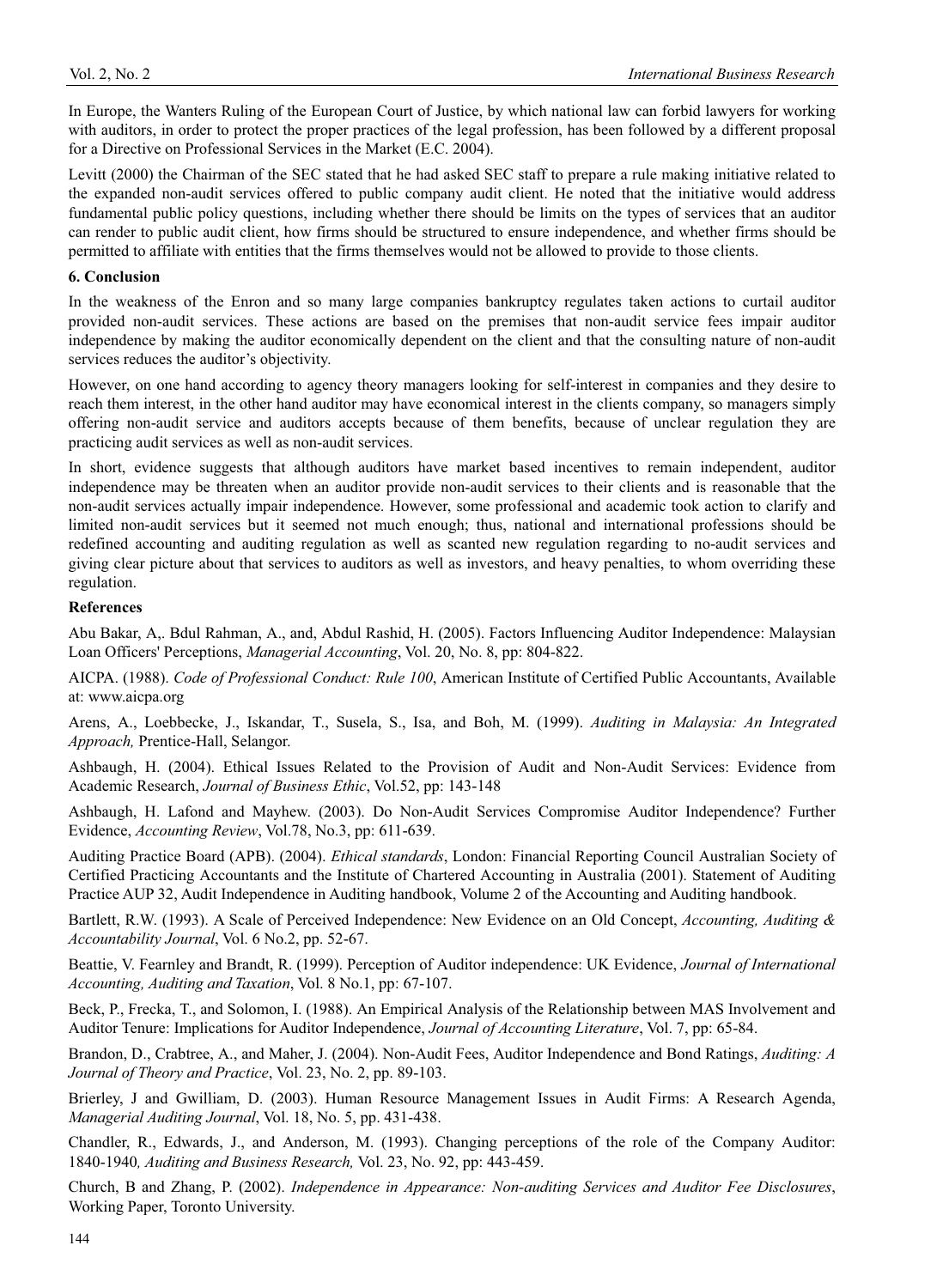In Europe, the Wanters Ruling of the European Court of Justice, by which national law can forbid lawyers for working with auditors, in order to protect the proper practices of the legal profession, has been followed by a different proposal for a Directive on Professional Services in the Market (E.C. 2004).

Levitt (2000) the Chairman of the SEC stated that he had asked SEC staff to prepare a rule making initiative related to the expanded non-audit services offered to public company audit client. He noted that the initiative would address fundamental public policy questions, including whether there should be limits on the types of services that an auditor can render to public audit client, how firms should be structured to ensure independence, and whether firms should be permitted to affiliate with entities that the firms themselves would not be allowed to provide to those clients.

**6. Conclusion**

In the weakness of the Enron and so many large companies bankruptcy regulates taken actions to curtail auditor provided non-audit services. These actions are based on the premises that non-audit service fees impair auditor independence by making the auditor economically dependent on the client and that the consulting nature of non-audit services reduces the auditor's objectivity.

However, on one hand according to agency theory managers looking for self-interest in companies and they desire to reach them interest, in the other hand auditor may have economical interest in the clients company, so managers simply offering non-audit service and auditors accepts because of them benefits, because of unclear regulation they are practicing audit services as well as non-audit services.

In short, evidence suggests that although auditors have market based incentives to remain independent, auditor independence may be threaten when an auditor provide non-audit services to their clients and is reasonable that the non-audit services actually impair independence. However, some professional and academic took action to clarify and limited non-audit services but it seemed not much enough; thus, national and international professions should be redefined accounting and auditing regulation as well as scanted new regulation regarding to no-audit services and giving clear picture about that services to auditors as well as investors, and heavy penalties, to whom overriding these regulation.

**References**

Abu Bakar, A,. Bdul Rahman, A., and, Abdul Rashid, H. (2005). Factors Influencing Auditor Independence: Malaysian Loan Officers' Perceptions, *Managerial Accounting*, Vol. 20, No. 8, pp: 804-822.

AICPA. (1988). *Code of Professional Conduct: Rule 100*, American Institute of Certified Public Accountants, Available at: www.aicpa.org

Arens, A., Loebbecke, J., Iskandar, T., Susela, S., Isa, and Boh, M. (1999). *Auditing in Malaysia: An Integrated Approach,* Prentice-Hall, Selangor.

Ashbaugh, H. (2004). Ethical Issues Related to the Provision of Audit and Non-Audit Services: Evidence from Academic Research, *Journal of Business Ethic*, Vol.52, pp: 143-148

Ashbaugh, H. Lafond and Mayhew. (2003). Do Non-Audit Services Compromise Auditor Independence? Further Evidence, *Accounting Review*, Vol.78, No.3, pp: 611-639.

Auditing Practice Board (APB). (2004). *Ethical standards*, London: Financial Reporting Council Australian Society of Certified Practicing Accountants and the Institute of Chartered Accounting in Australia (2001). Statement of Auditing Practice AUP 32, Audit Independence in Auditing handbook, Volume 2 of the Accounting and Auditing handbook.

Bartlett, R.W. (1993). A Scale of Perceived Independence: New Evidence on an Old Concept, *Accounting, Auditing & Accountability Journal*, Vol. 6 No.2, pp. 52-67.

Beattie, V. Fearnley and Brandt, R. (1999). Perception of Auditor independence: UK Evidence, *Journal of International Accounting, Auditing and Taxation*, Vol. 8 No.1, pp: 67-107.

Beck, P., Frecka, T., and Solomon, I. (1988). An Empirical Analysis of the Relationship between MAS Involvement and Auditor Tenure: Implications for Auditor Independence, *Journal of Accounting Literature*, Vol. 7, pp: 65-84.

Brandon, D., Crabtree, A., and Maher, J. (2004). Non-Audit Fees, Auditor Independence and Bond Ratings, *Auditing: A Journal of Theory and Practice*, Vol. 23, No. 2, pp. 89-103.

Brierley, J and Gwilliam, D. (2003). Human Resource Management Issues in Audit Firms: A Research Agenda, *Managerial Auditing Journal*, Vol. 18, No. 5, pp. 431-438.

Chandler, R., Edwards, J., and Anderson, M. (1993). Changing perceptions of the role of the Company Auditor: 1840-1940*, Auditing and Business Research,* Vol. 23, No. 92, pp: 443-459.

Church, B and Zhang, P. (2002). *Independence in Appearance: Non-auditing Services and Auditor Fee Disclosures*, Working Paper, Toronto University.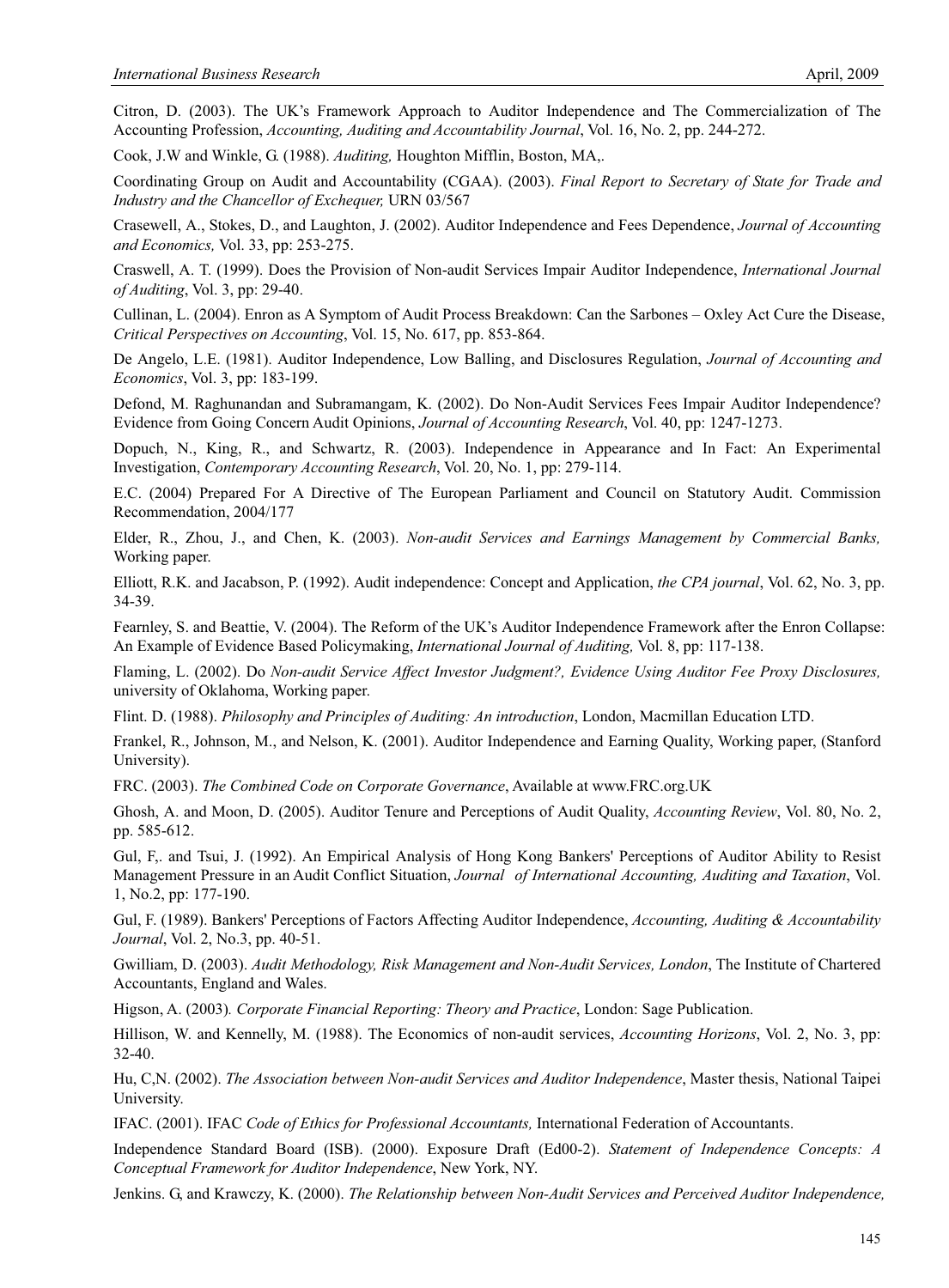Citron, D. (2003). The UK's Framework Approach to Auditor Independence and The Commercialization of The Accounting Profession, *Accounting, Auditing and Accountability Journal*, Vol. 16, No. 2, pp. 244-272.

Cook, J.W and Winkle, G. (1988). *Auditing,* Houghton Mifflin, Boston, MA,.

Coordinating Group on Audit and Accountability (CGAA). (2003). *Final Report to Secretary of State for Trade and Industry and the Chancellor of Exchequer,* URN 03/567

Crasewell, A., Stokes, D., and Laughton, J. (2002). Auditor Independence and Fees Dependence, *Journal of Accounting and Economics,* Vol. 33, pp: 253-275.

Craswell, A. T. (1999). Does the Provision of Non-audit Services Impair Auditor Independence, *International Journal of Auditing*, Vol. 3, pp: 29-40.

Cullinan, L. (2004). Enron as A Symptom of Audit Process Breakdown: Can the Sarbones – Oxley Act Cure the Disease, *Critical Perspectives on Accounting*, Vol. 15, No. 617, pp. 853-864.

De Angelo, L.E. (1981). Auditor Independence, Low Balling, and Disclosures Regulation, *Journal of Accounting and Economics*, Vol. 3, pp: 183-199.

Defond, M. Raghunandan and Subramangam, K. (2002). Do Non-Audit Services Fees Impair Auditor Independence? Evidence from Going Concern Audit Opinions, *Journal of Accounting Research*, Vol. 40, pp: 1247-1273.

Dopuch, N., King, R., and Schwartz, R. (2003). Independence in Appearance and In Fact: An Experimental Investigation, *Contemporary Accounting Research*, Vol. 20, No. 1, pp: 279-114.

E.C. (2004) Prepared For A Directive of The European Parliament and Council on Statutory Audit. Commission Recommendation, 2004/177

Elder, R., Zhou, J., and Chen, K. (2003). *Non-audit Services and Earnings Management by Commercial Banks,* Working paper.

Elliott, R.K. and Jacabson, P. (1992). Audit independence: Concept and Application, *the CPA journal*, Vol. 62, No. 3, pp. 34-39.

Fearnley, S. and Beattie, V. (2004). The Reform of the UK's Auditor Independence Framework after the Enron Collapse: An Example of Evidence Based Policymaking, *International Journal of Auditing,* Vol. 8, pp: 117-138.

Flaming, L. (2002). Do *Non-audit Service Affect Investor Judgment?, Evidence Using Auditor Fee Proxy Disclosures,* university of Oklahoma, Working paper.

Flint. D. (1988). *Philosophy and Principles of Auditing: An introduction*, London, Macmillan Education LTD.

Frankel, R., Johnson, M., and Nelson, K. (2001). Auditor Independence and Earning Quality, Working paper, (Stanford University).

FRC. (2003). *The Combined Code on Corporate Governance*, Available at www.FRC.org.UK

Ghosh, A. and Moon, D. (2005). Auditor Tenure and Perceptions of Audit Quality, *Accounting Review*, Vol. 80, No. 2, pp. 585-612.

Gul, F,. and Tsui, J. (1992). An Empirical Analysis of Hong Kong Bankers' Perceptions of Auditor Ability to Resist Management Pressure in an Audit Conflict Situation, *Journal of International Accounting, Auditing and Taxation*, Vol. 1, No.2, pp: 177-190.

Gul, F. (1989). Bankers' Perceptions of Factors Affecting Auditor Independence, *Accounting, Auditing & Accountability Journal*, Vol. 2, No.3, pp. 40-51.

Gwilliam, D. (2003). *Audit Methodology, Risk Management and Non-Audit Services, London*, The Institute of Chartered Accountants, England and Wales.

Higson, A. (2003)*. Corporate Financial Reporting: Theory and Practice*, London: Sage Publication.

Hillison, W. and Kennelly, M. (1988). The Economics of non-audit services, *Accounting Horizons*, Vol. 2, No. 3, pp: 32-40.

Hu, C,N. (2002). *The Association between Non-audit Services and Auditor Independence*, Master thesis, National Taipei University.

IFAC. (2001). IFAC *Code of Ethics for Professional Accountants,* International Federation of Accountants.

Independence Standard Board (ISB). (2000). Exposure Draft (Ed00-2). *Statement of Independence Concepts: A Conceptual Framework for Auditor Independence*, New York, NY.

Jenkins. G, and Krawczy, K. (2000). *The Relationship between Non-Audit Services and Perceived Auditor Independence,*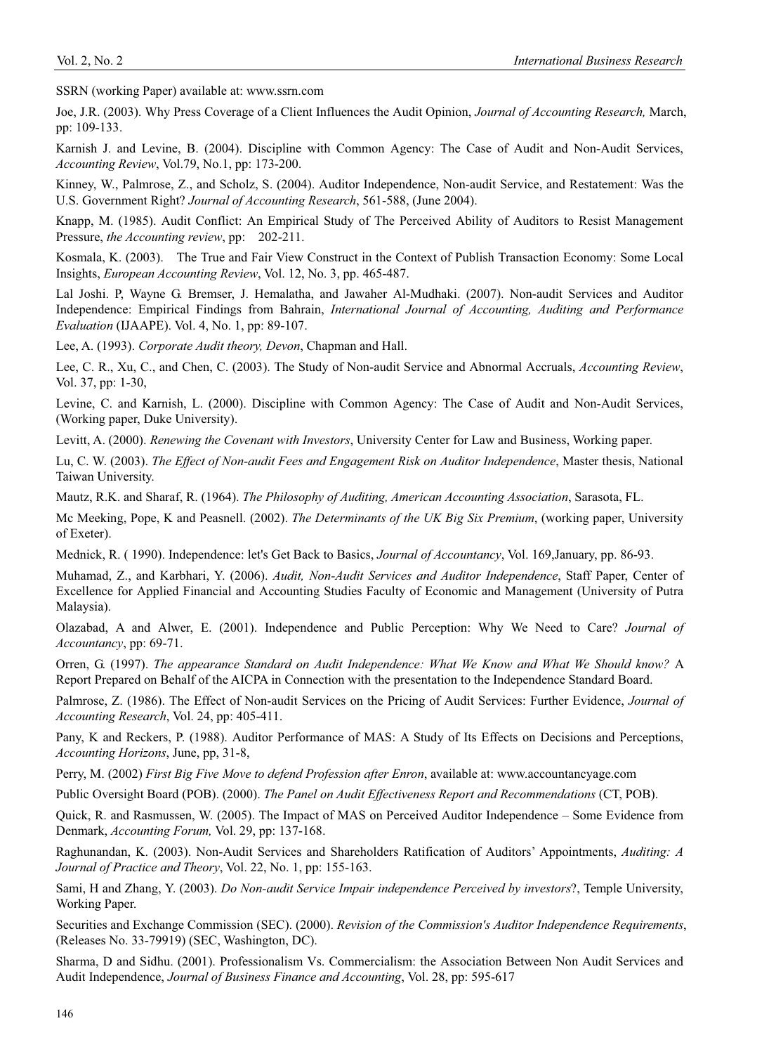SSRN (working Paper) available at: www.ssrn.com

Joe, J.R. (2003). Why Press Coverage of a Client Influences the Audit Opinion, *Journal of Accounting Research,* March, pp: 109-133.

Karnish J. and Levine, B. (2004). Discipline with Common Agency: The Case of Audit and Non-Audit Services, *Accounting Review*, Vol.79, No.1, pp: 173-200.

Kinney, W., Palmrose, Z., and Scholz, S. (2004). Auditor Independence, Non-audit Service, and Restatement: Was the U.S. Government Right? *Journal of Accounting Research*, 561-588, (June 2004).

Knapp, M. (1985). Audit Conflict: An Empirical Study of The Perceived Ability of Auditors to Resist Management Pressure, *the Accounting review*, pp: 202-211.

Kosmala, K. (2003). The True and Fair View Construct in the Context of Publish Transaction Economy: Some Local Insights, *European Accounting Review*, Vol. 12, No. 3, pp. 465-487.

Lal Joshi. P, Wayne G. Bremser, J. Hemalatha, and Jawaher Al-Mudhaki. (2007). Non-audit Services and Auditor Independence: Empirical Findings from Bahrain, *International Journal of Accounting, Auditing and Performance Evaluation* (IJAAPE). Vol. 4, No. 1, pp: 89-107.

Lee, A. (1993). *Corporate Audit theory, Devon*, Chapman and Hall.

Lee, C. R., Xu, C., and Chen, C. (2003). The Study of Non-audit Service and Abnormal Accruals, *Accounting Review*, Vol. 37, pp: 1-30,

Levine, C. and Karnish, L. (2000). Discipline with Common Agency: The Case of Audit and Non-Audit Services, (Working paper, Duke University).

Levitt, A. (2000). *Renewing the Covenant with Investors*, University Center for Law and Business, Working paper.

Lu, C. W. (2003). *The Effect of Non-audit Fees and Engagement Risk on Auditor Independence*, Master thesis, National Taiwan University.

Mautz, R.K. and Sharaf, R. (1964). *The Philosophy of Auditing, American Accounting Association*, Sarasota, FL.

Mc Meeking, Pope, K and Peasnell. (2002). *The Determinants of the UK Big Six Premium*, (working paper, University of Exeter).

Mednick, R. ( 1990). Independence: let's Get Back to Basics, *Journal of Accountancy*, Vol. 169,January, pp. 86-93.

Muhamad, Z., and Karbhari, Y. (2006). *Audit, Non-Audit Services and Auditor Independence*, Staff Paper, Center of Excellence for Applied Financial and Accounting Studies Faculty of Economic and Management (University of Putra Malaysia).

Olazabad, A and Alwer, E. (2001). Independence and Public Perception: Why We Need to Care? *Journal of Accountancy*, pp: 69-71.

Orren, G. (1997). *The appearance Standard on Audit Independence: What We Know and What We Should know?* A Report Prepared on Behalf of the AICPA in Connection with the presentation to the Independence Standard Board.

Palmrose, Z. (1986). The Effect of Non-audit Services on the Pricing of Audit Services: Further Evidence, *Journal of Accounting Research*, Vol. 24, pp: 405-411.

Pany, K and Reckers, P. (1988). Auditor Performance of MAS: A Study of Its Effects on Decisions and Perceptions, *Accounting Horizons*, June, pp, 31-8,

Perry, M. (2002) *First Big Five Move to defend Profession after Enron*, available at: www.accountancyage.com

Public Oversight Board (POB). (2000). *The Panel on Audit Effectiveness Report and Recommendations* (CT, POB).

Quick, R. and Rasmussen, W. (2005). The Impact of MAS on Perceived Auditor Independence – Some Evidence from Denmark, *Accounting Forum,* Vol. 29, pp: 137-168.

Raghunandan, K. (2003). Non-Audit Services and Shareholders Ratification of Auditors' Appointments, *Auditing: A Journal of Practice and Theory*, Vol. 22, No. 1, pp: 155-163.

Sami, H and Zhang, Y. (2003). *Do Non-audit Service Impair independence Perceived by investors*?, Temple University, Working Paper.

Securities and Exchange Commission (SEC). (2000). *Revision of the Commission's Auditor Independence Requirements*, (Releases No. 33-79919) (SEC, Washington, DC).

Sharma, D and Sidhu. (2001). Professionalism Vs. Commercialism: the Association Between Non Audit Services and Audit Independence, *Journal of Business Finance and Accounting*, Vol. 28, pp: 595-617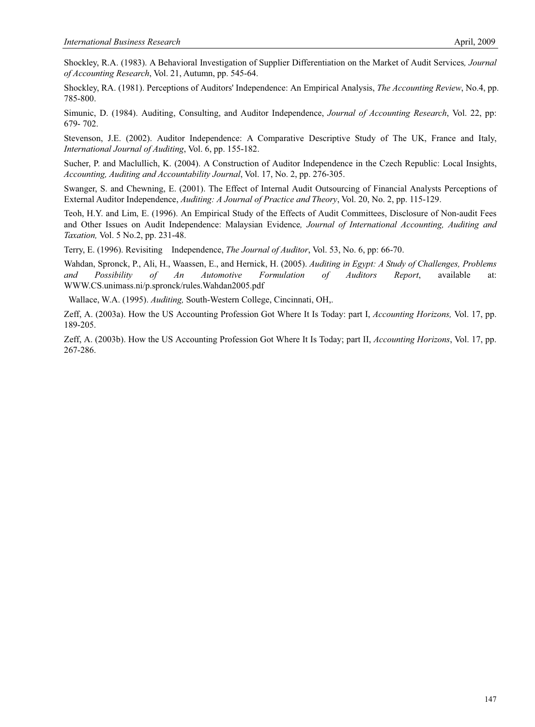Shockley, R.A. (1983). A Behavioral Investigation of Supplier Differentiation on the Market of Audit Services*, Journal of Accounting Research*, Vol. 21, Autumn, pp. 545-64.

Shockley, RA. (1981). Perceptions of Auditors' Independence: An Empirical Analysis, *The Accounting Review*, No.4, pp. 785-800.

Simunic, D. (1984). Auditing, Consulting, and Auditor Independence, *Journal of Accounting Research*, Vol. 22, pp: 679- 702.

Stevenson, J.E. (2002). Auditor Independence: A Comparative Descriptive Study of The UK, France and Italy, *International Journal of Auditing*, Vol. 6, pp. 155-182.

Sucher, P. and Maclullich, K. (2004). A Construction of Auditor Independence in the Czech Republic: Local Insights, *Accounting, Auditing and Accountability Journal*, Vol. 17, No. 2, pp. 276-305.

Swanger, S. and Chewning, E. (2001). The Effect of Internal Audit Outsourcing of Financial Analysts Perceptions of External Auditor Independence, *Auditing: A Journal of Practice and Theory*, Vol. 20, No. 2, pp. 115-129.

Teoh, H.Y. and Lim, E. (1996). An Empirical Study of the Effects of Audit Committees, Disclosure of Non-audit Fees and Other Issues on Audit Independence: Malaysian Evidence*, Journal of International Accounting, Auditing and Taxation,* Vol. 5 No.2, pp. 231-48.

Terry, E. (1996). Revisiting Independence, *The Journal of Auditor*, Vol. 53, No. 6, pp: 66-70.

Wahdan, Spronck, P., Ali, H., Waassen, E., and Hernick, H. (2005). *Auditing in Egypt: A Study of Challenges, Problems and Possibility of An Automotive Formulation of Auditors Report*, available at: WWW.CS.unimass.ni/p.spronck/rules.Wahdan2005.pdf

Wallace, W.A. (1995). *Auditing,* South-Western College, Cincinnati, OH,.

Zeff, A. (2003a). How the US Accounting Profession Got Where It Is Today: part I, *Accounting Horizons,* Vol. 17, pp. 189-205.

Zeff, A. (2003b). How the US Accounting Profession Got Where It Is Today; part II, *Accounting Horizons*, Vol. 17, pp. 267-286.